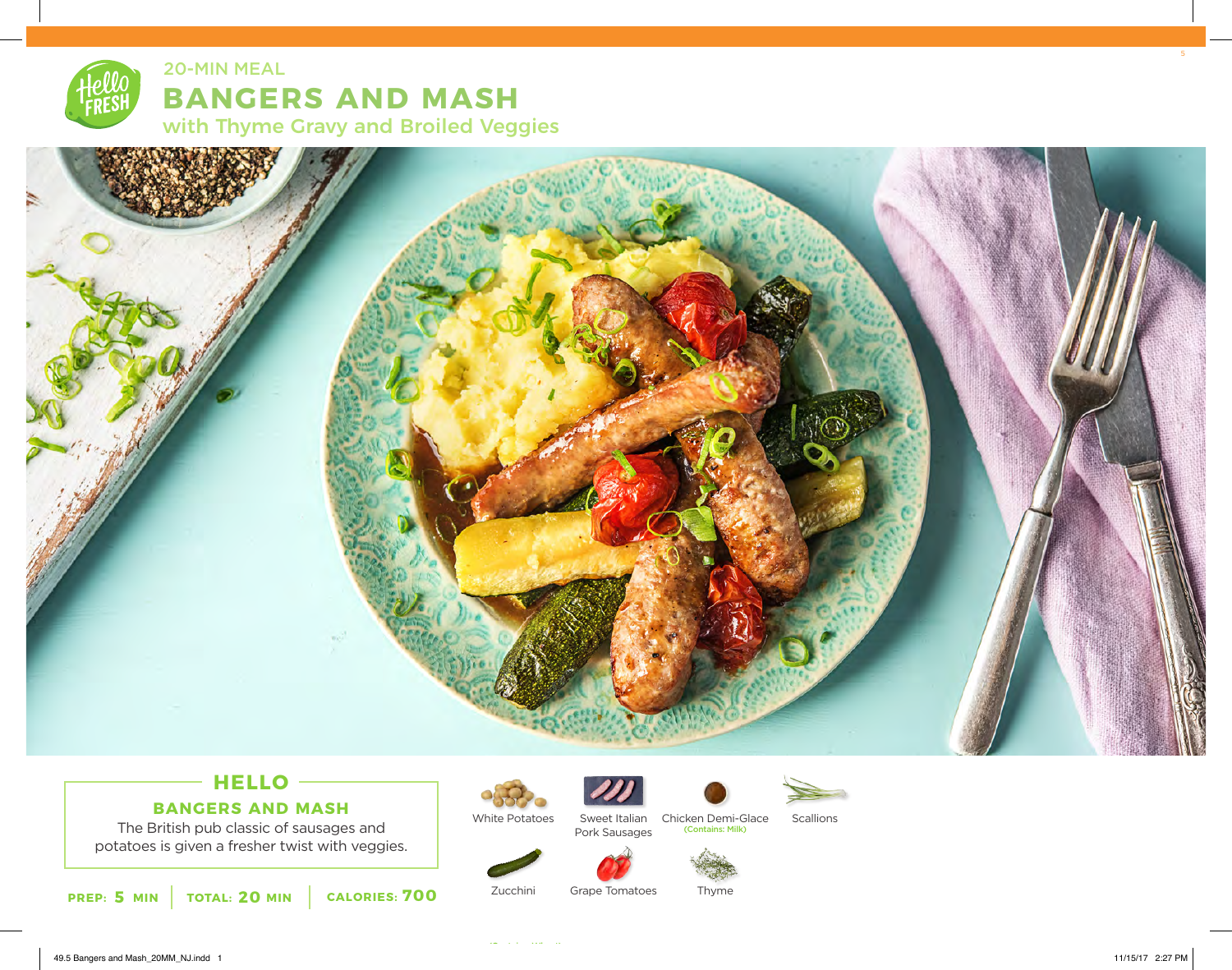20-MIN MEAL

# BANGERS AND MASH

## with Thyme Gravy and Broiled Veggies

## HELLO

### BANGERS AND MASH

The British pub classic of sausages and potatoes is given a fresher twist with veggies.

**PREP: 5 MIN** | **TOTAL: 20 MIN** | **CALORIES: 700**

- White Potatoes
- Sweet Italian Pork Sausages
- Chicken Demi-Glace (Contains: Milk)
- Scallions
- Zucchini
- Grape Tomatoes
- Thyme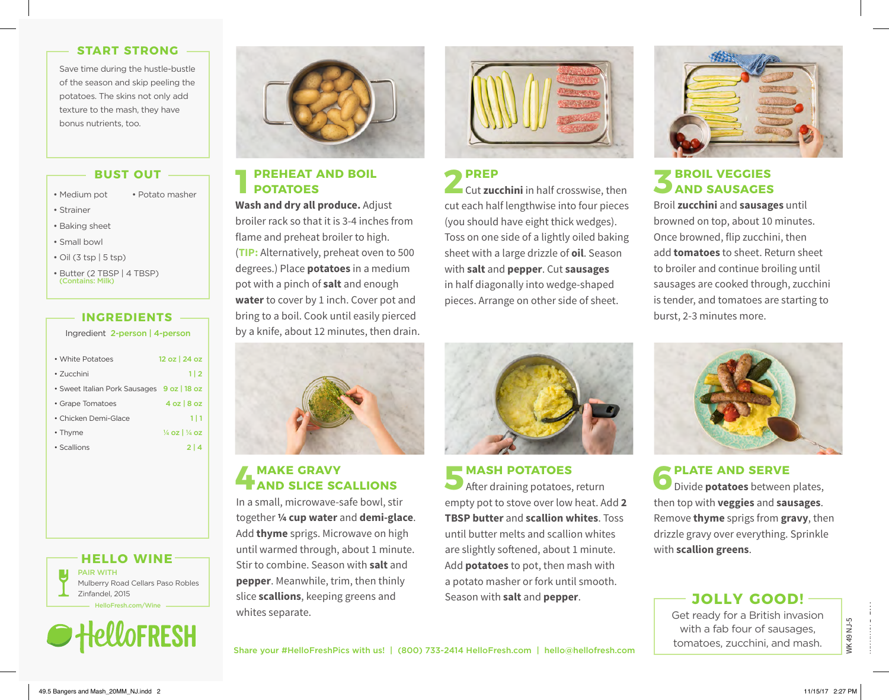## START STRONG

Save time during the hustle-bustle of the season and skip peeling the potatoes. The skins not only add texture to the mash, they have bonus nutrients, too.

## BUST OUT

- Medium pot
- Potato masher
- Strainer
- Baking sheet
- Small bowl
- Oil (3 tsp | 5 tsp)
- Butter (2 TBSP | 4 TBSP) (Contains: Milk)

## INGREDIENTS

| Ingredient | 2-person \| 4-person |
|---|---|
| White Potatoes | 12 oz \| 24 oz |
| Zucchini | 1 \| 2 |
| Sweet Italian Pork Sausages | 9 oz \| 18 oz |
| Grape Tomatoes | 4 oz \| 8 oz |
| Chicken Demi-Glace | 1 \| 1 |
| Thyme | ¼ oz \| ¼ oz |
| Scallions | 2 \| 4 |

## HELLO WINE

PAIR WITH
Mulberry Road Cellars Paso Robles Zinfandel, 2015

HelloFresh.com/Wine

HelloFRESH

## 1 PREHEAT AND BOIL POTATOES

**Wash and dry all produce.** Adjust broiler rack so that it is 3-4 inches from flame and preheat broiler to high. (**TIP:** Alternatively, preheat oven to 500 degrees.) Place **potatoes** in a medium pot with a pinch of **salt** and enough **water** to cover by 1 inch. Cover pot and bring to a boil. Cook until easily pierced by a knife, about 12 minutes, then drain.

## 2 PREP

Cut **zucchini** in half crosswise, then cut each half lengthwise into four pieces (you should have eight thick wedges). Toss on one side of a lightly oiled baking sheet with a large drizzle of **oil**. Season with **salt** and **pepper**. Cut **sausages** in half diagonally into wedge-shaped pieces. Arrange on other side of sheet.

## 3 BROIL VEGGIES AND SAUSAGES

Broil **zucchini** and **sausages** until browned on top, about 10 minutes. Once browned, flip zucchini, then add **tomatoes** to sheet. Return sheet to broiler and continue broiling until sausages are cooked through, zucchini is tender, and tomatoes are starting to burst, 2-3 minutes more.

## 4 MAKE GRAVY AND SLICE SCALLIONS

In a small, microwave-safe bowl, stir together **¼ cup water** and **demi-glace**. Add **thyme** sprigs. Microwave on high until warmed through, about 1 minute. Stir to combine. Season with **salt** and **pepper**. Meanwhile, trim, then thinly slice **scallions**, keeping greens and whites separate.

## 5 MASH POTATOES

After draining potatoes, return empty pot to stove over low heat. Add **2 TBSP butter** and **scallion whites**. Toss until butter melts and scallion whites are slightly softened, about 1 minute. Add **potatoes** to pot, then mash with a potato masher or fork until smooth. Season with **salt** and **pepper**.

## 6 PLATE AND SERVE

Divide **potatoes** between plates, then top with **veggies** and **sausages**. Remove **thyme** sprigs from **gravy**, then drizzle gravy over everything. Sprinkle with **scallion greens**.

## JOLLY GOOD!

Get ready for a British invasion with a fab four of sausages, tomatoes, zucchini, and mash.

Share your #HelloFreshPics with us! | (800) 733-2414 HelloFresh.com | hello@hellofresh.com

WK 49 NJ-5